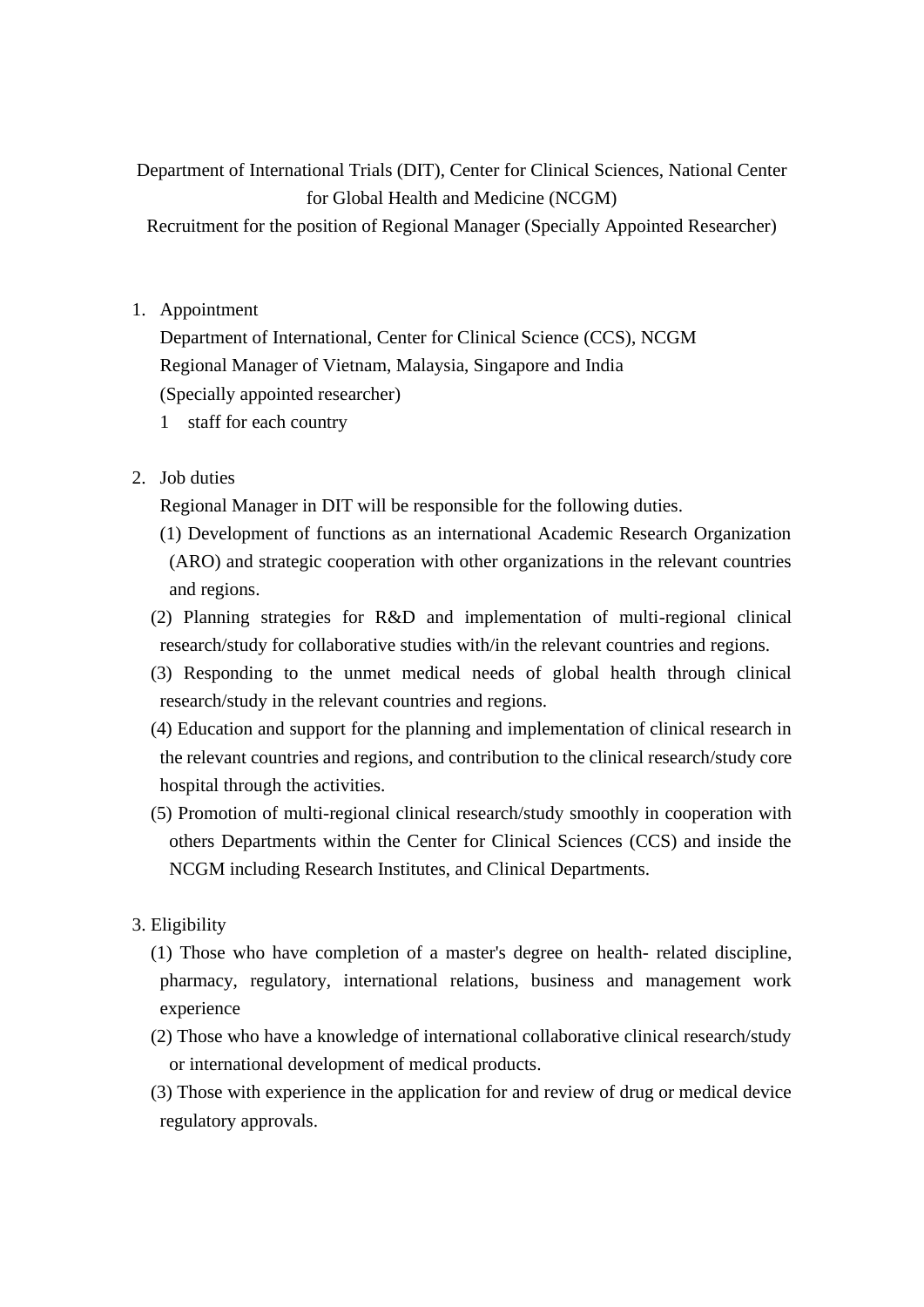Department of International Trials (DIT), Center for Clinical Sciences, National Center for Global Health and Medicine (NCGM)

Recruitment for the position of Regional Manager (Specially Appointed Researcher)

1. Appointment

   Department of International, Center for Clinical Science (CCS), NCGM

   Regional Manager of Vietnam, Malaysia, Singapore and India

   (Specially appointed researcher)

   1 staff for each country

2. Job duties

   Regional Manager in DIT will be responsible for the following duties.

   (1) Development of functions as an international Academic Research Organization (ARO) and strategic cooperation with other organizations in the relevant countries and regions.

   (2) Planning strategies for R&D and implementation of multi-regional clinical research/study for collaborative studies with/in the relevant countries and regions.

   (3) Responding to the unmet medical needs of global health through clinical research/study in the relevant countries and regions.

   (4) Education and support for the planning and implementation of clinical research in the relevant countries and regions, and contribution to the clinical research/study core hospital through the activities.

   (5) Promotion of multi-regional clinical research/study smoothly in cooperation with others Departments within the Center for Clinical Sciences (CCS) and inside the NCGM including Research Institutes, and Clinical Departments.

3. Eligibility

   (1) Those who have completion of a master's degree on health- related discipline, pharmacy, regulatory, international relations, business and management work experience

   (2) Those who have a knowledge of international collaborative clinical research/study or international development of medical products.

   (3) Those with experience in the application for and review of drug or medical device regulatory approvals.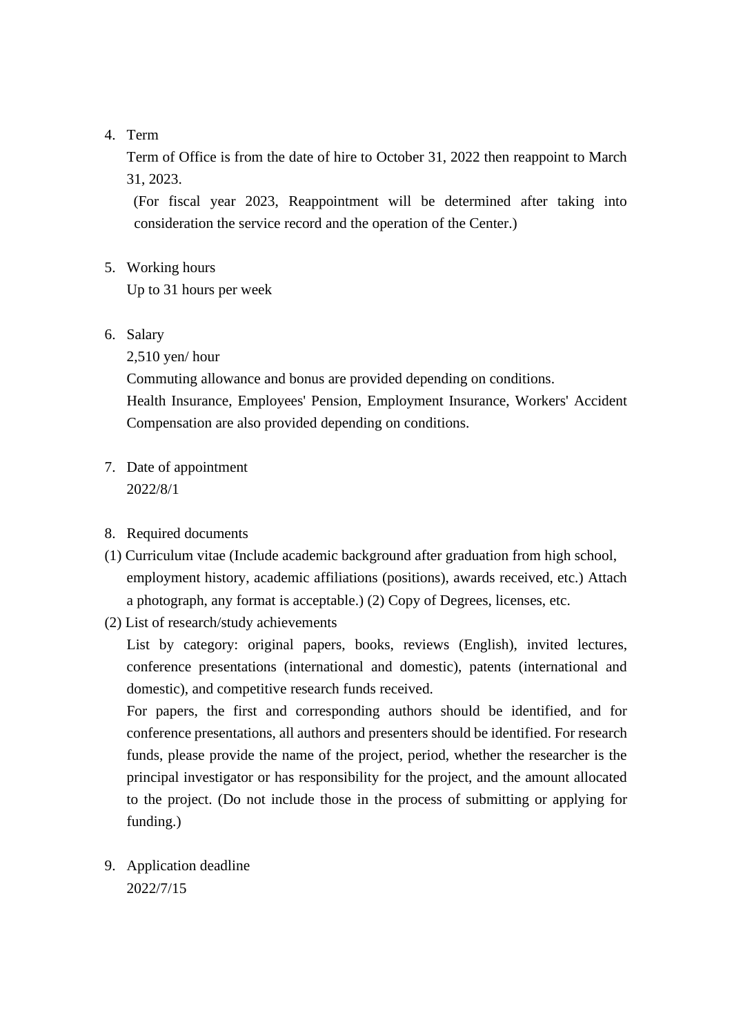4. Term

   Term of Office is from the date of hire to October 31, 2022 then reappoint to March 31, 2023.

   (For fiscal year 2023, Reappointment will be determined after taking into consideration the service record and the operation of the Center.)

5. Working hours

   Up to 31 hours per week

6. Salary

   2,510 yen/ hour

   Commuting allowance and bonus are provided depending on conditions.

   Health Insurance, Employees' Pension, Employment Insurance, Workers' Accident Compensation are also provided depending on conditions.

7. Date of appointment

   2022/8/1

8. Required documents

(1) Curriculum vitae (Include academic background after graduation from high school, employment history, academic affiliations (positions), awards received, etc.) Attach a photograph, any format is acceptable.) (2) Copy of Degrees, licenses, etc.

(2) List of research/study achievements

   List by category: original papers, books, reviews (English), invited lectures, conference presentations (international and domestic), patents (international and domestic), and competitive research funds received.

   For papers, the first and corresponding authors should be identified, and for conference presentations, all authors and presenters should be identified. For research funds, please provide the name of the project, period, whether the researcher is the principal investigator or has responsibility for the project, and the amount allocated to the project. (Do not include those in the process of submitting or applying for funding.)

9. Application deadline

   2022/7/15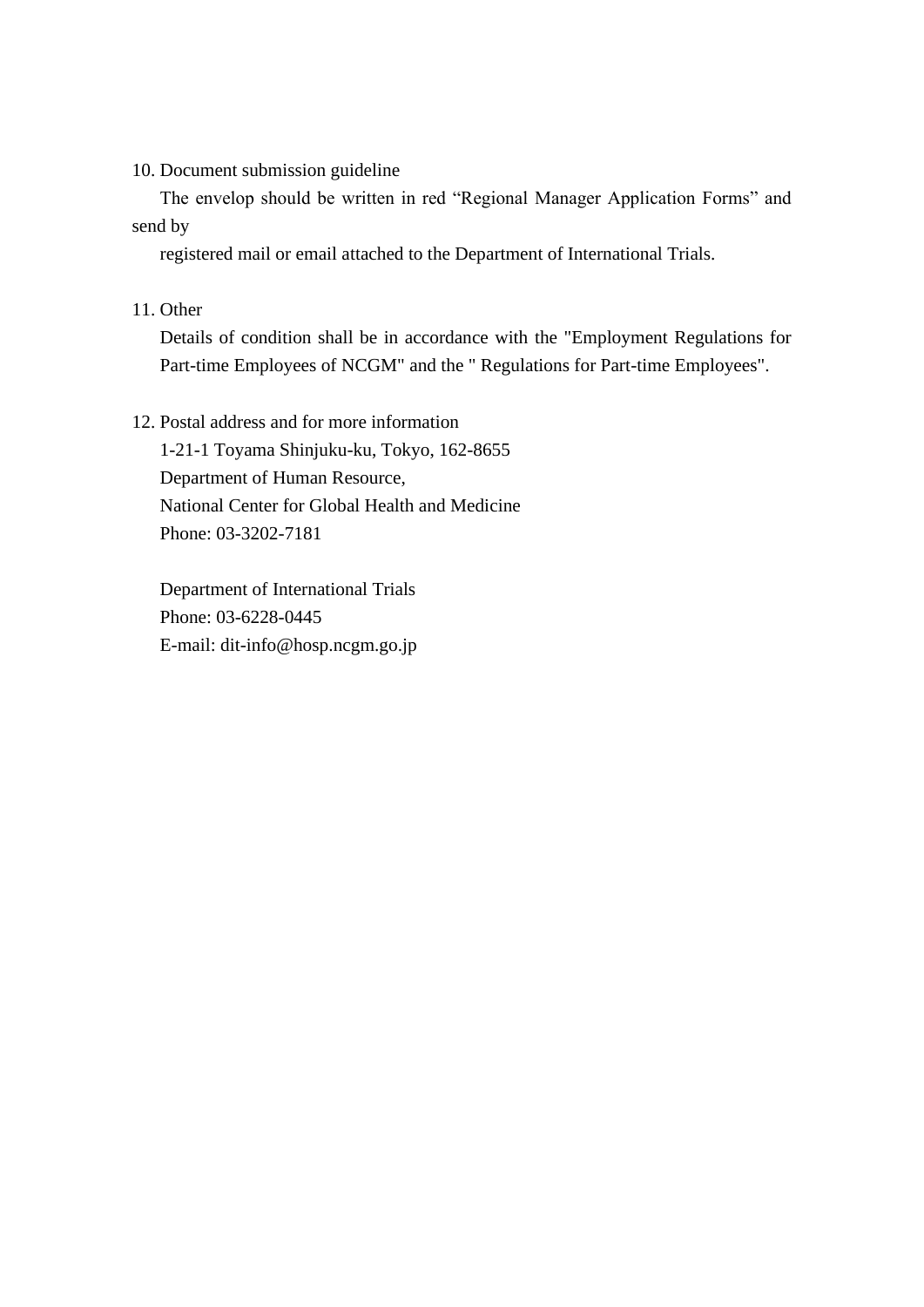10. Document submission guideline

    The envelop should be written in red “Regional Manager Application Forms” and send by registered mail or email attached to the Department of International Trials.

11. Other

    Details of condition shall be in accordance with the "Employment Regulations for Part-time Employees of NCGM" and the " Regulations for Part-time Employees".

12. Postal address and for more information

    1-21-1 Toyama Shinjuku-ku, Tokyo, 162-8655
    Department of Human Resource,
    National Center for Global Health and Medicine
    Phone: 03-3202-7181

    Department of International Trials
    Phone: 03-6228-0445
    E-mail: dit-info@hosp.ncgm.go.jp